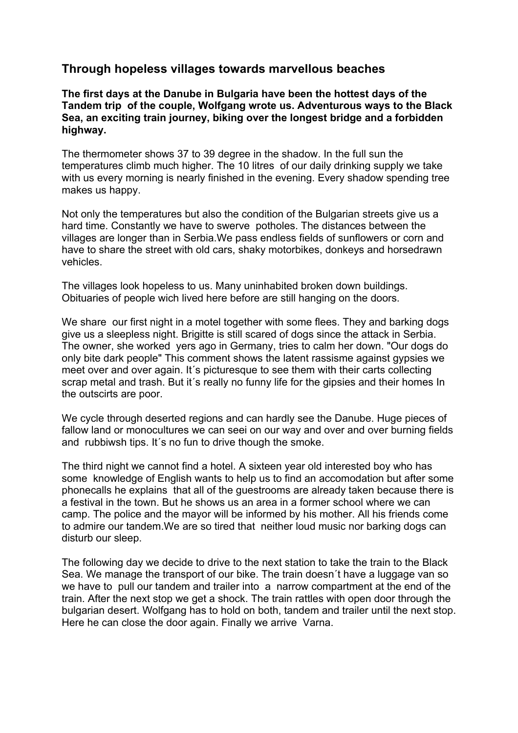## Through hopeless villages towards marvellous beaches

**The first days at the Danube in Bulgaria have been the hottest days of the Tandem trip of the couple, Wolfgang wrote us. Adventurous ways to the Black Sea, an exciting train journey, biking over the longest bridge and a forbidden highway.**

The thermometer shows 37 to 39 degree in the shadow. In the full sun the temperatures climb much higher. The 10 litres of our daily drinking supply we take with us every morning is nearly finished in the evening. Every shadow spending tree makes us happy.

Not only the temperatures but also the condition of the Bulgarian streets give us a hard time. Constantly we have to swerve potholes. The distances between the villages are longer than in Serbia.We pass endless fields of sunflowers or corn and have to share the street with old cars, shaky motorbikes, donkeys and horsedrawn vehicles.

The villages look hopeless to us. Many uninhabited broken down buildings. Obituaries of people wich lived here before are still hanging on the doors.

We share our first night in a motel together with some flees. They and barking dogs give us a sleepless night. Brigitte is still scared of dogs since the attack in Serbia. The owner, she worked yers ago in Germany, tries to calm her down. "Our dogs do only bite dark people" This comment shows the latent rassisme against gypsies we meet over and over again. It´s picturesque to see them with their carts collecting scrap metal and trash. But it´s really no funny life for the gipsies and their homes In the outscirts are poor.

We cycle through deserted regions and can hardly see the Danube. Huge pieces of fallow land or monocultures we can seei on our way and over and over burning fields and rubbiwsh tips. It´s no fun to drive though the smoke.

The third night we cannot find a hotel. A sixteen year old interested boy who has some knowledge of English wants to help us to find an accomodation but after some phonecalls he explains that all of the guestrooms are already taken because there is a festival in the town. But he shows us an area in a former school where we can camp. The police and the mayor will be informed by his mother. All his friends come to admire our tandem.We are so tired that neither loud music nor barking dogs can disturb our sleep.

The following day we decide to drive to the next station to take the train to the Black Sea. We manage the transport of our bike. The train doesn´t have a luggage van so we have to pull our tandem and trailer into a narrow compartment at the end of the train. After the next stop we get a shock. The train rattles with open door through the bulgarian desert. Wolfgang has to hold on both, tandem and trailer until the next stop. Here he can close the door again. Finally we arrive Varna.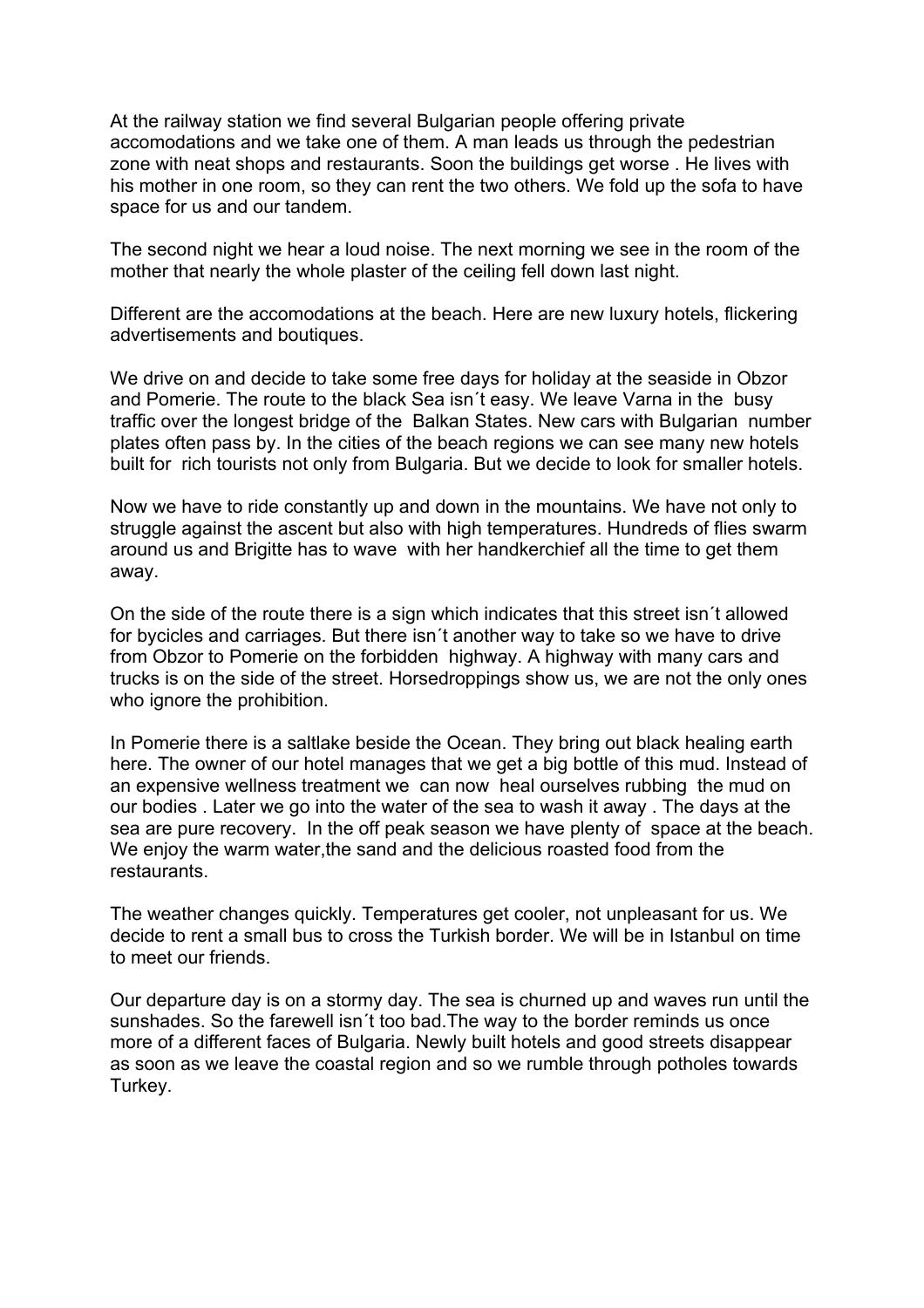At the railway station we find several Bulgarian people offering private accomodations and we take one of them. A man leads us through the pedestrian zone with neat shops and restaurants. Soon the buildings get worse . He lives with his mother in one room, so they can rent the two others. We fold up the sofa to have space for us and our tandem.

The second night we hear a loud noise. The next morning we see in the room of the mother that nearly the whole plaster of the ceiling fell down last night.

Different are the accomodations at the beach. Here are new luxury hotels, flickering advertisements and boutiques.

We drive on and decide to take some free days for holiday at the seaside in Obzor and Pomerie. The route to the black Sea isn´t easy. We leave Varna in the  busy traffic over the longest bridge of the  Balkan States. New cars with Bulgarian  number plates often pass by. In the cities of the beach regions we can see many new hotels built for  rich tourists not only from Bulgaria. But we decide to look for smaller hotels.

Now we have to ride constantly up and down in the mountains. We have not only to struggle against the ascent but also with high temperatures. Hundreds of flies swarm around us and Brigitte has to wave  with her handkerchief all the time to get them away.

On the side of the route there is a sign which indicates that this street isn´t allowed for bycicles and carriages. But there isn´t another way to take so we have to drive from Obzor to Pomerie on the forbidden  highway. A highway with many cars and trucks is on the side of the street. Horsedroppings show us, we are not the only ones who ignore the prohibition.

In Pomerie there is a saltlake beside the Ocean. They bring out black healing earth here. The owner of our hotel manages that we get a big bottle of this mud. Instead of an expensive wellness treatment we  can now  heal ourselves rubbing  the mud on our bodies . Later we go into the water of the sea to wash it away . The days at the sea are pure recovery.  In the off peak season we have plenty of  space at the beach. We enjoy the warm water,the sand and the delicious roasted food from the restaurants.

The weather changes quickly. Temperatures get cooler, not unpleasant for us. We decide to rent a small bus to cross the Turkish border. We will be in Istanbul on time to meet our friends.

Our departure day is on a stormy day. The sea is churned up and waves run until the sunshades. So the farewell isn´t too bad.The way to the border reminds us once more of a different faces of Bulgaria. Newly built hotels and good streets disappear as soon as we leave the coastal region and so we rumble through potholes towards Turkey.